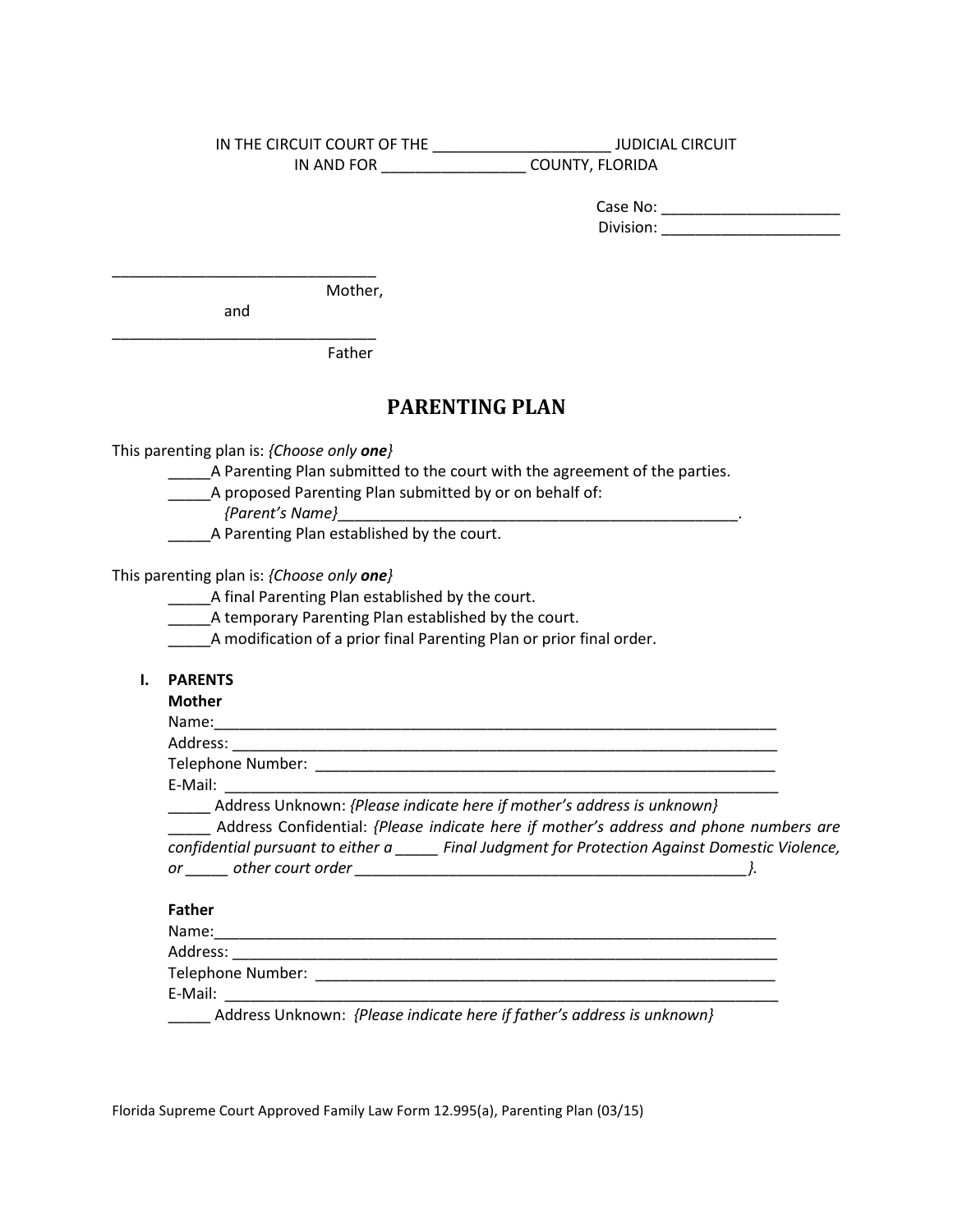IN THE CIRCUIT COURT OF THE _____________________ JUDICIAL CIRCUIT
IN AND FOR _________________ COUNTY, FLORIDA

Case No: _____________________
Division: _____________________

_______________________________
Mother,

and

_______________________________
Father

# PARENTING PLAN

This parenting plan is: *{Choose only **one**}*

_____A Parenting Plan submitted to the court with the agreement of the parties.
_____A proposed Parenting Plan submitted by or on behalf of:
*{Parent's Name}*_________________________________________________.
_____A Parenting Plan established by the court.

This parenting plan is: *{Choose only **one**}*

_____A final Parenting Plan established by the court.
_____A temporary Parenting Plan established by the court.
_____A modification of a prior final Parenting Plan or prior final order.

## I. PARENTS

**Mother**

Name:_____________________________________________________________________
Address: __________________________________________________________________
Telephone Number: ________________________________________________________
E-Mail: ___________________________________________________________________
_____ Address Unknown: *{Please indicate here if mother's address is unknown}*
_____ Address Confidential: *{Please indicate here if mother's address and phone numbers are confidential pursuant to either a _____ Final Judgment for Protection Against Domestic Violence, or _____ other court order ________________________________________________}.*

**Father**

Name:_____________________________________________________________________
Address: __________________________________________________________________
Telephone Number: ________________________________________________________
E-Mail: ___________________________________________________________________
_____ Address Unknown: *{Please indicate here if father's address is unknown}*

Florida Supreme Court Approved Family Law Form 12.995(a), Parenting Plan (03/15)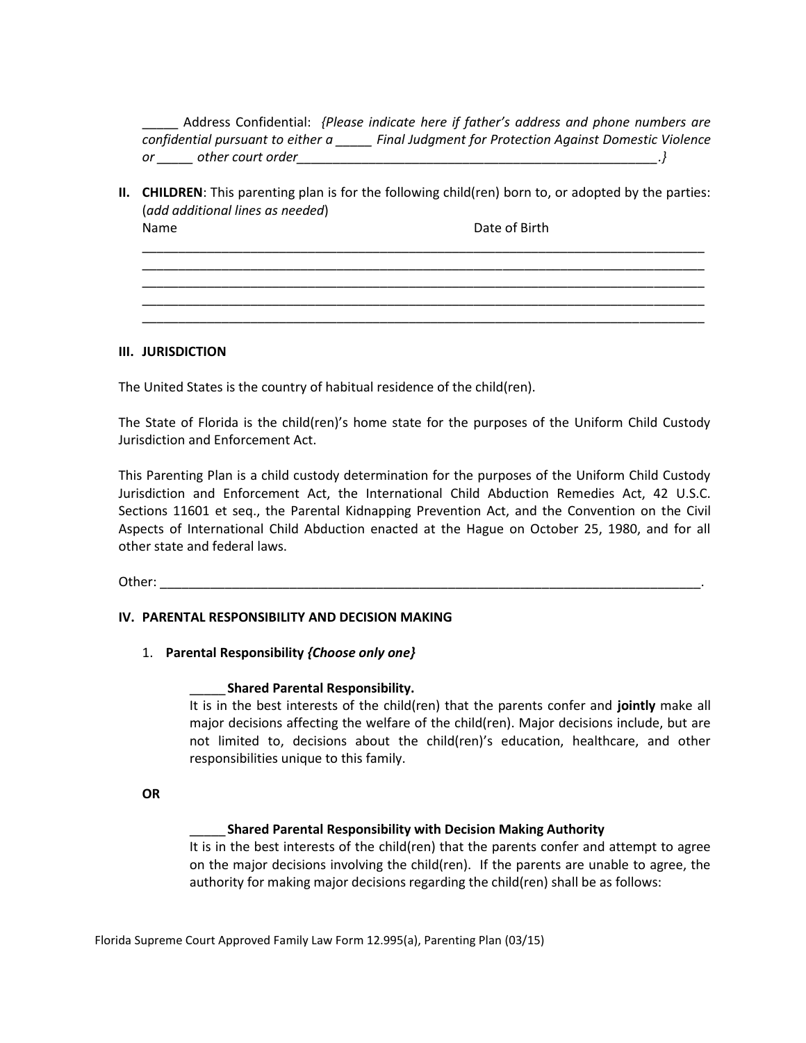_____ Address Confidential: *{Please indicate here if father's address and phone numbers are confidential pursuant to either a _____ Final Judgment for Protection Against Domestic Violence or _____ other court order_____________________________________________________.}*

**II. CHILDREN**: This parenting plan is for the following child(ren) born to, or adopted by the parties: (*add additional lines as needed*)

Name Date of Birth

_____________________________________________________________________________

_____________________________________________________________________________

_____________________________________________________________________________

_____________________________________________________________________________

_____________________________________________________________________________

**III. JURISDICTION**

The United States is the country of habitual residence of the child(ren).

The State of Florida is the child(ren)'s home state for the purposes of the Uniform Child Custody Jurisdiction and Enforcement Act.

This Parenting Plan is a child custody determination for the purposes of the Uniform Child Custody Jurisdiction and Enforcement Act, the International Child Abduction Remedies Act, 42 U.S.C. Sections 11601 et seq., the Parental Kidnapping Prevention Act, and the Convention on the Civil Aspects of International Child Abduction enacted at the Hague on October 25, 1980, and for all other state and federal laws.

Other: _____________________________________________________________________________.

**IV. PARENTAL RESPONSIBILITY AND DECISION MAKING**

1. **Parental Responsibility *{Choose only one}***

   _____ **Shared Parental Responsibility.**
   It is in the best interests of the child(ren) that the parents confer and **jointly** make all major decisions affecting the welfare of the child(ren). Major decisions include, but are not limited to, decisions about the child(ren)'s education, healthcare, and other responsibilities unique to this family.

   **OR**

   _____ **Shared Parental Responsibility with Decision Making Authority**
   It is in the best interests of the child(ren) that the parents confer and attempt to agree on the major decisions involving the child(ren). If the parents are unable to agree, the authority for making major decisions regarding the child(ren) shall be as follows: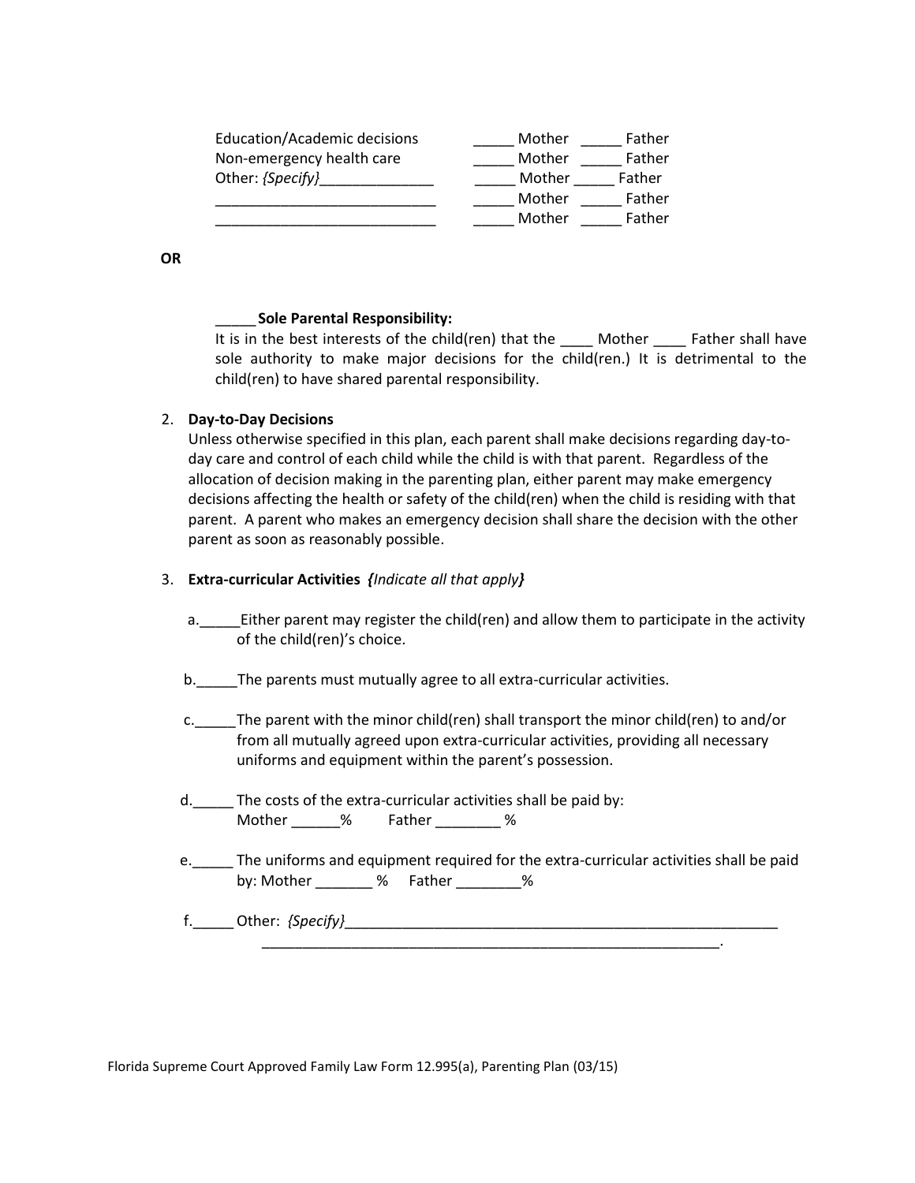| | |
|---|---|
| Education/Academic decisions | _____ Mother _____ Father |
| Non-emergency health care | _____ Mother _____ Father |
| Other: *{Specify}*______________ | _____ Mother _____ Father |
| ___________________________ | _____ Mother _____ Father |
| ___________________________ | _____ Mother _____ Father |

**OR**

_____ **Sole Parental Responsibility:**
It is in the best interests of the child(ren) that the ____ Mother ____ Father shall have sole authority to make major decisions for the child(ren.) It is detrimental to the child(ren) to have shared parental responsibility.

2. **Day-to-Day Decisions**
Unless otherwise specified in this plan, each parent shall make decisions regarding day-to-day care and control of each child while the child is with that parent. Regardless of the allocation of decision making in the parenting plan, either parent may make emergency decisions affecting the health or safety of the child(ren) when the child is residing with that parent. A parent who makes an emergency decision shall share the decision with the other parent as soon as reasonably possible.

3. **Extra-curricular Activities** ***{Indicate all that apply}***

a._____Either parent may register the child(ren) and allow them to participate in the activity of the child(ren)'s choice.

b._____The parents must mutually agree to all extra-curricular activities.

c._____The parent with the minor child(ren) shall transport the minor child(ren) to and/or from all mutually agreed upon extra-curricular activities, providing all necessary uniforms and equipment within the parent's possession.

d._____ The costs of the extra-curricular activities shall be paid by:
Mother ______% Father ________ %

e._____ The uniforms and equipment required for the extra-curricular activities shall be paid by: Mother _______ % Father ________%

f._____ Other: *{Specify}*________________________________________________________
__________________________________________________________.

Florida Supreme Court Approved Family Law Form 12.995(a), Parenting Plan (03/15)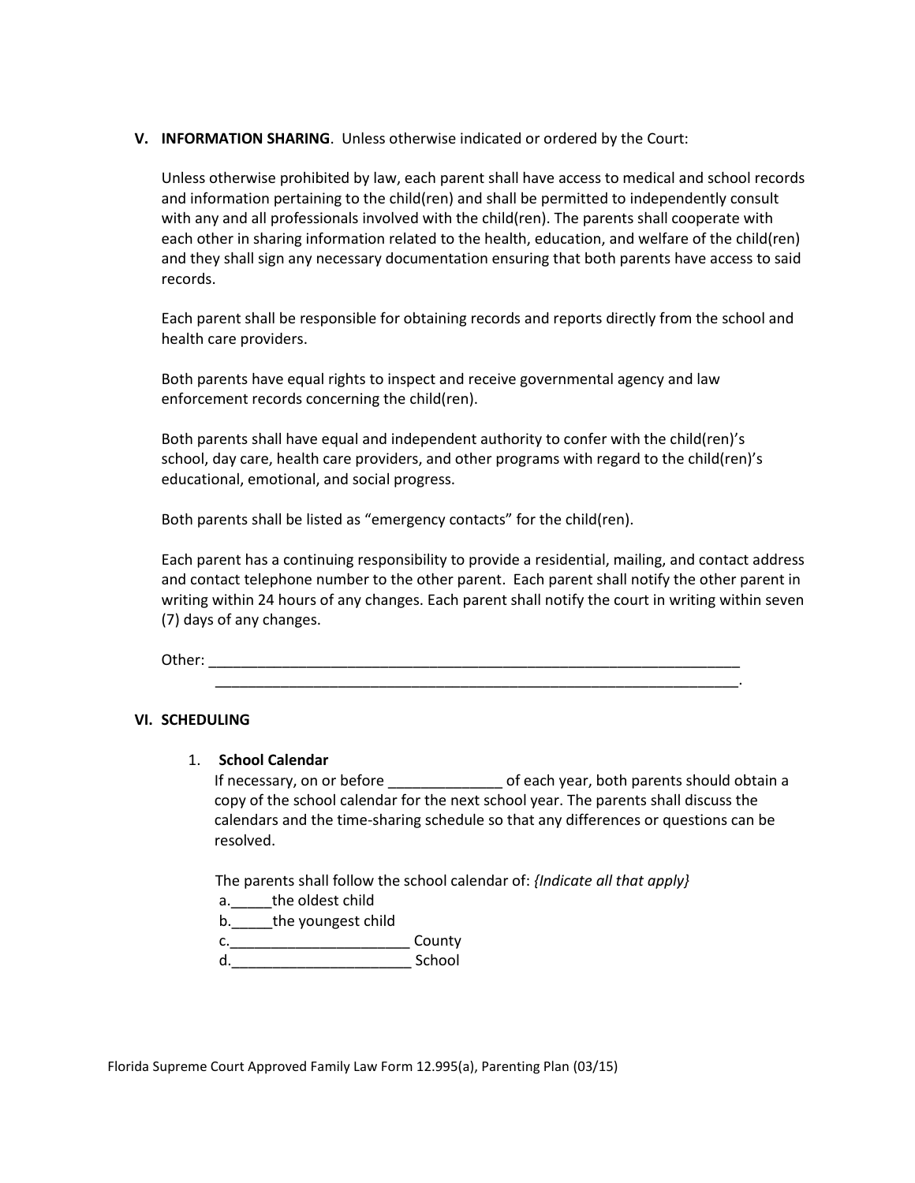**V. INFORMATION SHARING**. Unless otherwise indicated or ordered by the Court:

Unless otherwise prohibited by law, each parent shall have access to medical and school records and information pertaining to the child(ren) and shall be permitted to independently consult with any and all professionals involved with the child(ren). The parents shall cooperate with each other in sharing information related to the health, education, and welfare of the child(ren) and they shall sign any necessary documentation ensuring that both parents have access to said records.

Each parent shall be responsible for obtaining records and reports directly from the school and health care providers.

Both parents have equal rights to inspect and receive governmental agency and law enforcement records concerning the child(ren).

Both parents shall have equal and independent authority to confer with the child(ren)'s school, day care, health care providers, and other programs with regard to the child(ren)'s educational, emotional, and social progress.

Both parents shall be listed as "emergency contacts" for the child(ren).

Each parent has a continuing responsibility to provide a residential, mailing, and contact address and contact telephone number to the other parent. Each parent shall notify the other parent in writing within 24 hours of any changes. Each parent shall notify the court in writing within seven (7) days of any changes.

Other: ____________________________________________________________________
____________________________________________________________________.

**VI. SCHEDULING**

1. **School Calendar**

   If necessary, on or before ______________ of each year, both parents should obtain a copy of the school calendar for the next school year. The parents shall discuss the calendars and the time-sharing schedule so that any differences or questions can be resolved.

   The parents shall follow the school calendar of: *{Indicate all that apply}*

   a._____the oldest child
   b._____the youngest child
   c.______________________ County
   d.______________________ School

Florida Supreme Court Approved Family Law Form 12.995(a), Parenting Plan (03/15)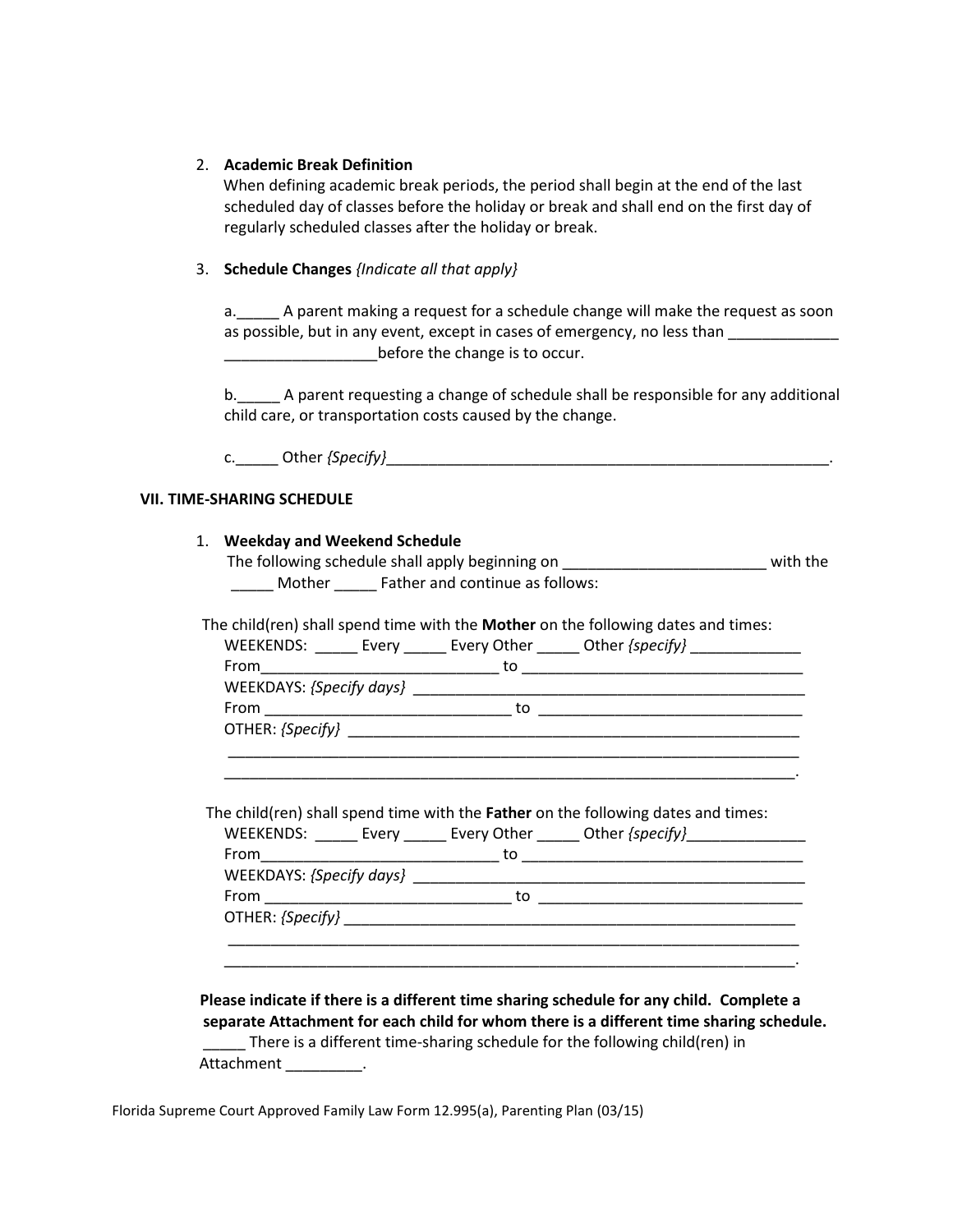2. **Academic Break Definition**
   When defining academic break periods, the period shall begin at the end of the last scheduled day of classes before the holiday or break and shall end on the first day of regularly scheduled classes after the holiday or break.

3. **Schedule Changes** *{Indicate all that apply}*

   a.\_\_\_\_\_ A parent making a request for a schedule change will make the request as soon as possible, but in any event, except in cases of emergency, no less than \_\_\_\_\_\_\_\_\_\_\_\_\_ \_\_\_\_\_\_\_\_\_\_\_\_\_\_\_\_\_\_before the change is to occur.

   b.\_\_\_\_\_ A parent requesting a change of schedule shall be responsible for any additional child care, or transportation costs caused by the change.

   c.\_\_\_\_\_ Other *{Specify}*\_\_\_\_\_\_\_\_\_\_\_\_\_\_\_\_\_\_\_\_\_\_\_\_\_\_\_\_\_\_\_\_\_\_\_\_\_\_\_\_\_\_\_\_\_\_\_\_\_\_\_\_\_\_.

**VII. TIME-SHARING SCHEDULE**

1. **Weekday and Weekend Schedule**
   The following schedule shall apply beginning on \_\_\_\_\_\_\_\_\_\_\_\_\_\_\_\_\_\_\_\_\_\_\_\_ with the \_\_\_\_\_ Mother \_\_\_\_\_ Father and continue as follows:

The child(ren) shall spend time with the **Mother** on the following dates and times:

WEEKENDS: \_\_\_\_\_ Every \_\_\_\_\_ Every Other \_\_\_\_\_ Other *{specify}* \_\_\_\_\_\_\_\_\_\_\_\_\_
From\_\_\_\_\_\_\_\_\_\_\_\_\_\_\_\_\_\_\_\_\_\_\_\_\_\_\_\_\_ to \_\_\_\_\_\_\_\_\_\_\_\_\_\_\_\_\_\_\_\_\_\_\_\_\_\_\_\_\_\_\_\_\_\_
WEEKDAYS: *{Specify days}* \_\_\_\_\_\_\_\_\_\_\_\_\_\_\_\_\_\_\_\_\_\_\_\_\_\_\_\_\_\_\_\_\_\_\_\_\_\_\_\_\_\_\_\_\_\_\_\_
From \_\_\_\_\_\_\_\_\_\_\_\_\_\_\_\_\_\_\_\_\_\_\_\_\_\_\_\_\_\_ to \_\_\_\_\_\_\_\_\_\_\_\_\_\_\_\_\_\_\_\_\_\_\_\_\_\_\_\_\_\_\_\_
OTHER: *{Specify}* \_\_\_\_\_\_\_\_\_\_\_\_\_\_\_\_\_\_\_\_\_\_\_\_\_\_\_\_\_\_\_\_\_\_\_\_\_\_\_\_\_\_\_\_\_\_\_\_\_\_\_\_\_\_\_
\_\_\_\_\_\_\_\_\_\_\_\_\_\_\_\_\_\_\_\_\_\_\_\_\_\_\_\_\_\_\_\_\_\_\_\_\_\_\_\_\_\_\_\_\_\_\_\_\_\_\_\_\_\_\_\_\_\_\_\_\_\_\_\_\_\_\_\_\_
\_\_\_\_\_\_\_\_\_\_\_\_\_\_\_\_\_\_\_\_\_\_\_\_\_\_\_\_\_\_\_\_\_\_\_\_\_\_\_\_\_\_\_\_\_\_\_\_\_\_\_\_\_\_\_\_\_\_\_\_\_\_\_\_\_\_\_\_\_.

The child(ren) shall spend time with the **Father** on the following dates and times:

WEEKENDS: \_\_\_\_\_ Every \_\_\_\_\_ Every Other \_\_\_\_\_ Other *{specify}*\_\_\_\_\_\_\_\_\_\_\_\_\_\_
From\_\_\_\_\_\_\_\_\_\_\_\_\_\_\_\_\_\_\_\_\_\_\_\_\_\_\_\_\_ to \_\_\_\_\_\_\_\_\_\_\_\_\_\_\_\_\_\_\_\_\_\_\_\_\_\_\_\_\_\_\_\_\_\_
WEEKDAYS: *{Specify days}* \_\_\_\_\_\_\_\_\_\_\_\_\_\_\_\_\_\_\_\_\_\_\_\_\_\_\_\_\_\_\_\_\_\_\_\_\_\_\_\_\_\_\_\_\_\_\_\_
From \_\_\_\_\_\_\_\_\_\_\_\_\_\_\_\_\_\_\_\_\_\_\_\_\_\_\_\_\_\_ to \_\_\_\_\_\_\_\_\_\_\_\_\_\_\_\_\_\_\_\_\_\_\_\_\_\_\_\_\_\_\_\_
OTHER: *{Specify}* \_\_\_\_\_\_\_\_\_\_\_\_\_\_\_\_\_\_\_\_\_\_\_\_\_\_\_\_\_\_\_\_\_\_\_\_\_\_\_\_\_\_\_\_\_\_\_\_\_\_\_\_\_\_\_
\_\_\_\_\_\_\_\_\_\_\_\_\_\_\_\_\_\_\_\_\_\_\_\_\_\_\_\_\_\_\_\_\_\_\_\_\_\_\_\_\_\_\_\_\_\_\_\_\_\_\_\_\_\_\_\_\_\_\_\_\_\_\_\_\_\_\_\_\_
\_\_\_\_\_\_\_\_\_\_\_\_\_\_\_\_\_\_\_\_\_\_\_\_\_\_\_\_\_\_\_\_\_\_\_\_\_\_\_\_\_\_\_\_\_\_\_\_\_\_\_\_\_\_\_\_\_\_\_\_\_\_\_\_\_\_\_\_\_.

**Please indicate if there is a different time sharing schedule for any child. Complete a separate Attachment for each child for whom there is a different time sharing schedule.**

\_\_\_\_\_ There is a different time-sharing schedule for the following child(ren) in Attachment \_\_\_\_\_\_\_\_\_.

Florida Supreme Court Approved Family Law Form 12.995(a), Parenting Plan (03/15)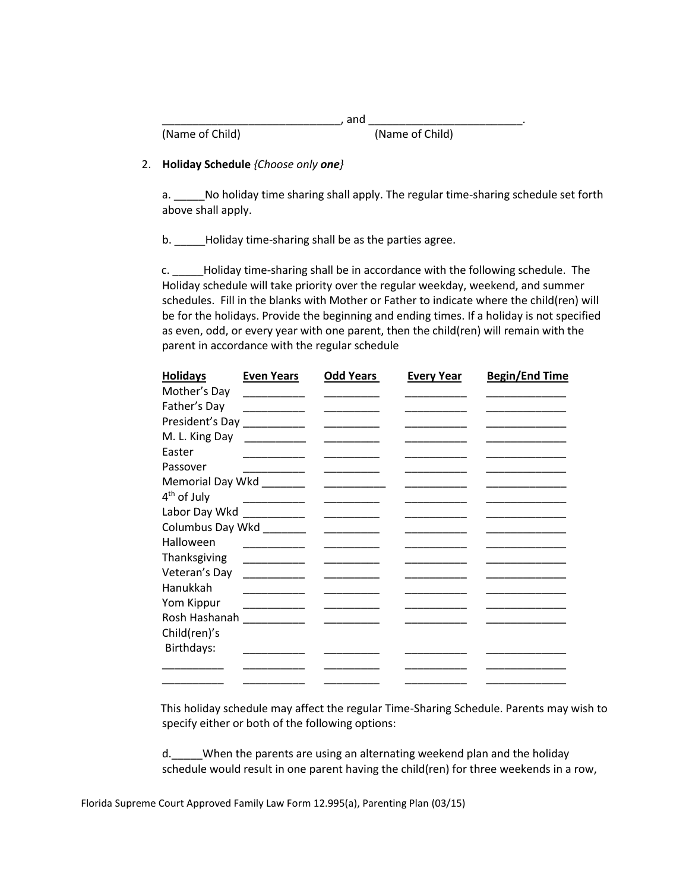______________________________, and _________________________.
(Name of Child) (Name of Child)

2. **Holiday Schedule** *{Choose only **one**}*

a. _____No holiday time sharing shall apply. The regular time-sharing schedule set forth above shall apply.

b. _____Holiday time-sharing shall be as the parties agree.

c. _____Holiday time-sharing shall be in accordance with the following schedule. The Holiday schedule will take priority over the regular weekday, weekend, and summer schedules. Fill in the blanks with Mother or Father to indicate where the child(ren) will be for the holidays. Provide the beginning and ending times. If a holiday is not specified as even, odd, or every year with one parent, then the child(ren) will remain with the parent in accordance with the regular schedule

| Holidays | Even Years | Odd Years | Every Year | Begin/End Time |
|---|---|---|---|---|
| Mother's Day | __________ | _________ | __________ | _____________ |
| Father's Day | __________ | _________ | __________ | _____________ |
| President's Day | __________ | _________ | __________ | _____________ |
| M. L. King Day | __________ | _________ | __________ | _____________ |
| Easter | __________ | _________ | __________ | _____________ |
| Passover | __________ | _________ | __________ | _____________ |
| Memorial Day Wkd | _______ | __________ | __________ | _____________ |
| 4th of July | __________ | _________ | __________ | _____________ |
| Labor Day Wkd | __________ | _________ | __________ | _____________ |
| Columbus Day Wkd | _______ | _________ | __________ | _____________ |
| Halloween | __________ | _________ | __________ | _____________ |
| Thanksgiving | __________ | _________ | __________ | _____________ |
| Veteran's Day | __________ | _________ | __________ | _____________ |
| Hanukkah | __________ | _________ | __________ | _____________ |
| Yom Kippur | __________ | _________ | __________ | _____________ |
| Rosh Hashanah | __________ | _________ | __________ | _____________ |
| Child(ren)'s Birthdays: | __________ | _________ | __________ | _____________ |
| __________ | __________ | _________ | __________ | _____________ |
| __________ | __________ | _________ | __________ | _____________ |

This holiday schedule may affect the regular Time-Sharing Schedule. Parents may wish to specify either or both of the following options:

d._____When the parents are using an alternating weekend plan and the holiday schedule would result in one parent having the child(ren) for three weekends in a row,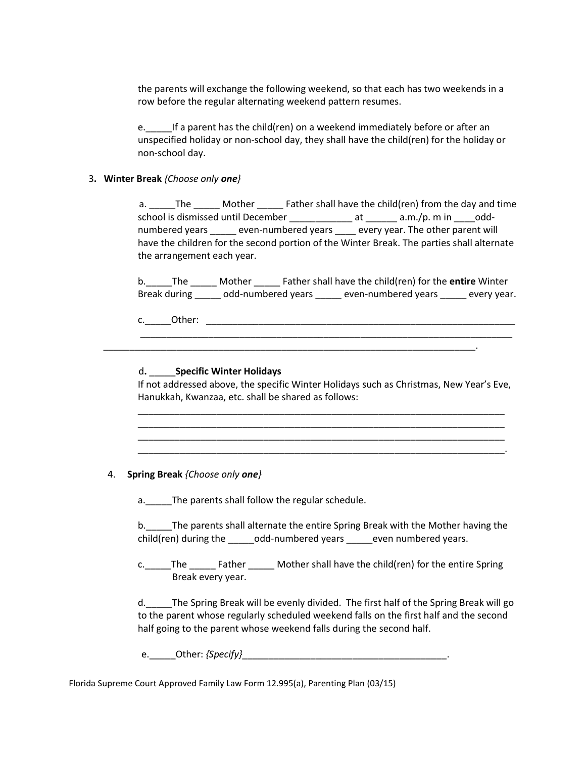the parents will exchange the following weekend, so that each has two weekends in a row before the regular alternating weekend pattern resumes.

e.\_\_\_\_\_If a parent has the child(ren) on a weekend immediately before or after an unspecified holiday or non-school day, they shall have the child(ren) for the holiday or non-school day.

3. **Winter Break** *{Choose only **one**}*

a. _____The _____ Mother _____ Father shall have the child(ren) from the day and time school is dismissed until December ____________ at ______ a.m./p. m in ____odd-numbered years _____ even-numbered years ____ every year. The other parent will have the children for the second portion of the Winter Break. The parties shall alternate the arrangement each year.

b.\_\_\_\_\_The _____ Mother _____ Father shall have the child(ren) for the **entire** Winter Break during _____ odd-numbered years _____ even-numbered years _____ every year.

c.\_\_\_\_\_Other: _______________________________________________________________
___________________________________________________________________________
___________________________________________________________________________.

d**.** _____**Specific Winter Holidays**
If not addressed above, the specific Winter Holidays such as Christmas, New Year's Eve, Hanukkah, Kwanzaa, etc. shall be shared as follows:
___________________________________________________________________________
___________________________________________________________________________
___________________________________________________________________________
___________________________________________________________________________.

4. **Spring Break** *{Choose only **one**}*

a.\_\_\_\_\_The parents shall follow the regular schedule.

b.\_\_\_\_\_The parents shall alternate the entire Spring Break with the Mother having the child(ren) during the _____odd-numbered years _____even numbered years.

c.\_\_\_\_\_The _____ Father _____ Mother shall have the child(ren) for the entire Spring Break every year.

d.\_\_\_\_\_The Spring Break will be evenly divided. The first half of the Spring Break will go to the parent whose regularly scheduled weekend falls on the first half and the second half going to the parent whose weekend falls during the second half.

e.\_\_\_\_\_Other: *{Specify}*________________________________________.

Florida Supreme Court Approved Family Law Form 12.995(a), Parenting Plan (03/15)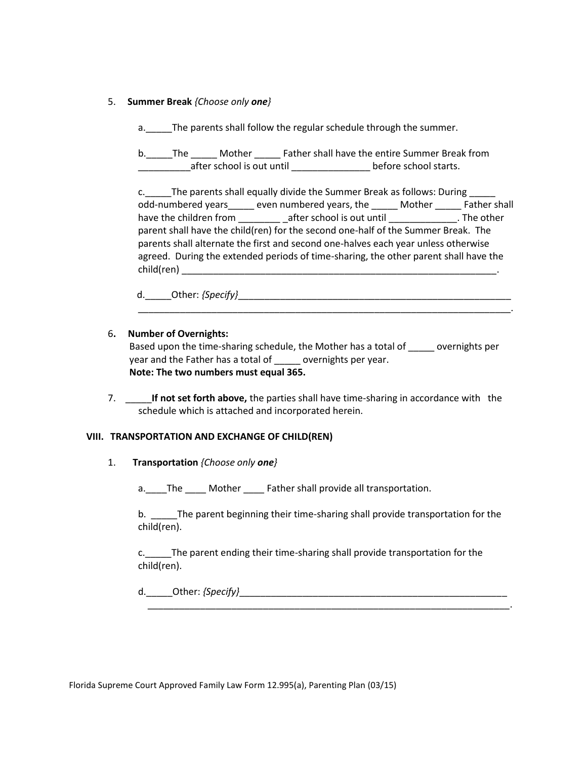5. **Summer Break** *{Choose only **one**}*

   a._____The parents shall follow the regular schedule through the summer.

   b._____The _____ Mother _____ Father shall have the entire Summer Break from __________after school is out until _______________ before school starts.

   c._____The parents shall equally divide the Summer Break as follows: During _____ odd-numbered years_____ even numbered years, the _____ Mother _____ Father shall have the children from ________ _after school is out until _____________. The other parent shall have the child(ren) for the second one-half of the Summer Break. The parents shall alternate the first and second one-halves each year unless otherwise agreed. During the extended periods of time-sharing, the other parent shall have the child(ren) ______________________________________________________________.

   d._____Other: *{Specify}*_______________________________________________________ ________________________________________________________________________.

6. **Number of Overnights:**
   Based upon the time-sharing schedule, the Mother has a total of _____ overnights per year and the Father has a total of _____ overnights per year.
   **Note: The two numbers must equal 365.**

7. _____**If not set forth above,** the parties shall have time-sharing in accordance with the schedule which is attached and incorporated herein.

## VIII. TRANSPORTATION AND EXCHANGE OF CHILD(REN)

1. **Transportation** *{Choose only **one**}*

   a.____The ____ Mother ____ Father shall provide all transportation.

   b. _____The parent beginning their time-sharing shall provide transportation for the child(ren).

   c._____The parent ending their time-sharing shall provide transportation for the child(ren).

   d._____Other: *{Specify}*_______________________________________________________ ________________________________________________________________________.

Florida Supreme Court Approved Family Law Form 12.995(a), Parenting Plan (03/15)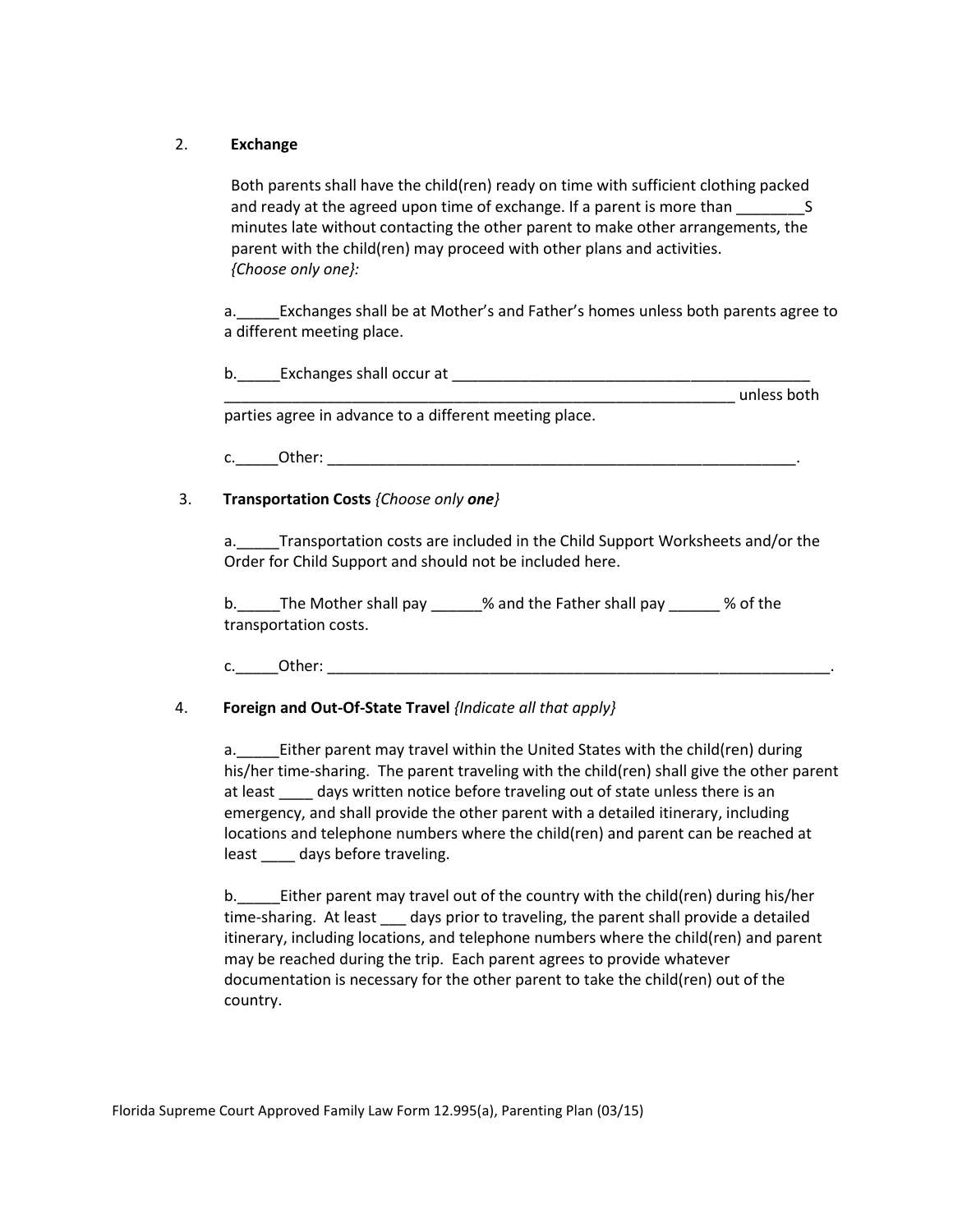2. **Exchange**

Both parents shall have the child(ren) ready on time with sufficient clothing packed and ready at the agreed upon time of exchange. If a parent is more than ________S minutes late without contacting the other parent to make other arrangements, the parent with the child(ren) may proceed with other plans and activities.
*{Choose only one}:*

a._____Exchanges shall be at Mother's and Father's homes unless both parents agree to a different meeting place.

b._____Exchanges shall occur at ____________________________________________ ______________________________________________________________ unless both parties agree in advance to a different meeting place.

c._____Other: _________________________________________________________.

3. **Transportation Costs** *{Choose only **one**}*

a._____Transportation costs are included in the Child Support Worksheets and/or the Order for Child Support and should not be included here.

b._____The Mother shall pay ______% and the Father shall pay ______ % of the transportation costs.

c._____Other: ______________________________________________________________.

4. **Foreign and Out-Of-State Travel** *{Indicate all that apply}*

a._____Either parent may travel within the United States with the child(ren) during his/her time-sharing. The parent traveling with the child(ren) shall give the other parent at least ____ days written notice before traveling out of state unless there is an emergency, and shall provide the other parent with a detailed itinerary, including locations and telephone numbers where the child(ren) and parent can be reached at least ____ days before traveling.

b._____Either parent may travel out of the country with the child(ren) during his/her time-sharing. At least ___ days prior to traveling, the parent shall provide a detailed itinerary, including locations, and telephone numbers where the child(ren) and parent may be reached during the trip. Each parent agrees to provide whatever documentation is necessary for the other parent to take the child(ren) out of the country.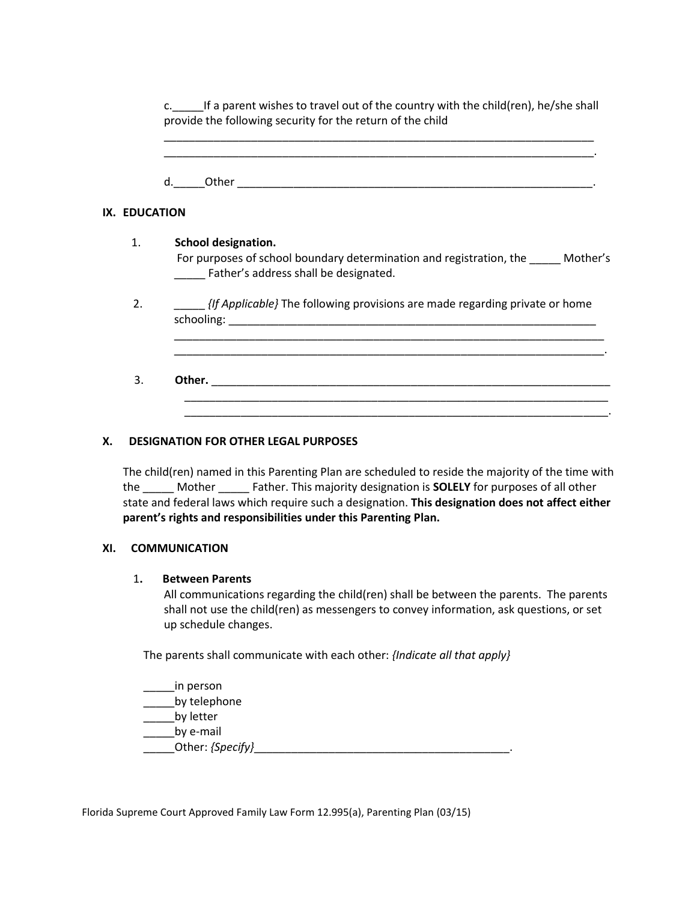c._____If a parent wishes to travel out of the country with the child(ren), he/she shall provide the following security for the return of the child
_________________________________________________________________________
_________________________________________________________________________.

d._____Other _____________________________________________________________.

## IX. EDUCATION

1. **School designation.**
For purposes of school boundary determination and registration, the _____ Mother's _____ Father's address shall be designated.

2. _____ *{If Applicable}* The following provisions are made regarding private or home schooling: _______________________________________________________________
_________________________________________________________________________
_________________________________________________________________________.

3. **Other.** _________________________________________________________________
_________________________________________________________________________
_________________________________________________________________________.

## X. DESIGNATION FOR OTHER LEGAL PURPOSES

The child(ren) named in this Parenting Plan are scheduled to reside the majority of the time with the _____ Mother _____ Father. This majority designation is **SOLELY** for purposes of all other state and federal laws which require such a designation. **This designation does not affect either parent's rights and responsibilities under this Parenting Plan.**

## XI. COMMUNICATION

1. **Between Parents**
All communications regarding the child(ren) shall be between the parents. The parents shall not use the child(ren) as messengers to convey information, ask questions, or set up schedule changes.

The parents shall communicate with each other: *{Indicate all that apply}*

_____in person
_____by telephone
_____by letter
_____by e-mail
_____Other: *{Specify}*___________________________________________.

Florida Supreme Court Approved Family Law Form 12.995(a), Parenting Plan (03/15)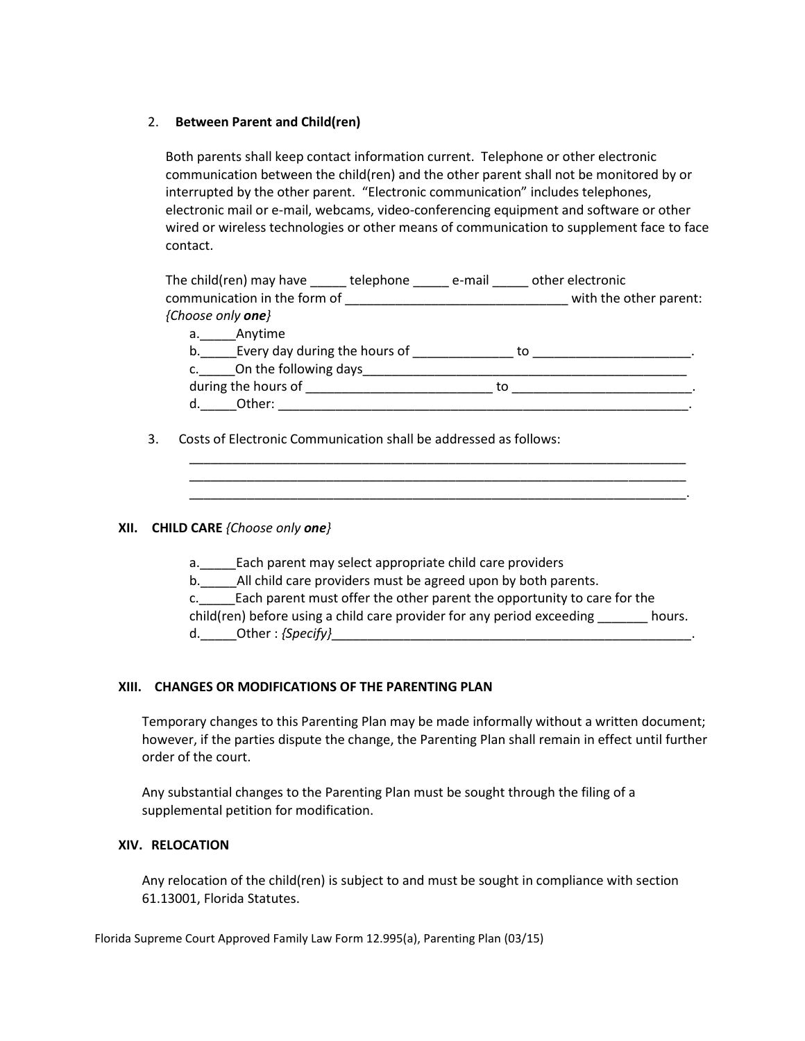2. **Between Parent and Child(ren)**

Both parents shall keep contact information current. Telephone or other electronic communication between the child(ren) and the other parent shall not be monitored by or interrupted by the other parent. "Electronic communication" includes telephones, electronic mail or e-mail, webcams, video-conferencing equipment and software or other wired or wireless technologies or other means of communication to supplement face to face contact.

The child(ren) may have _____ telephone _____ e-mail _____ other electronic communication in the form of ______________________________ with the other parent: *{Choose only **one**}*

a._____Anytime
b._____Every day during the hours of _____________ to _____________________.
c._____On the following days_____________________________________________
during the hours of _________________________ to ________________________.
d._____Other: __________________________________________________________.

3. Costs of Electronic Communication shall be addressed as follows:
_______________________________________________________________________
_______________________________________________________________________
_______________________________________________________________________.

## XII. CHILD CARE *{Choose only **one**}*

a._____Each parent may select appropriate child care providers
b._____All child care providers must be agreed upon by both parents.
c._____Each parent must offer the other parent the opportunity to care for the child(ren) before using a child care provider for any period exceeding _______ hours.
d._____Other : *{Specify}*_________________________________________________.

## XIII. CHANGES OR MODIFICATIONS OF THE PARENTING PLAN

Temporary changes to this Parenting Plan may be made informally without a written document; however, if the parties dispute the change, the Parenting Plan shall remain in effect until further order of the court.

Any substantial changes to the Parenting Plan must be sought through the filing of a supplemental petition for modification.

## XIV. RELOCATION

Any relocation of the child(ren) is subject to and must be sought in compliance with section 61.13001, Florida Statutes.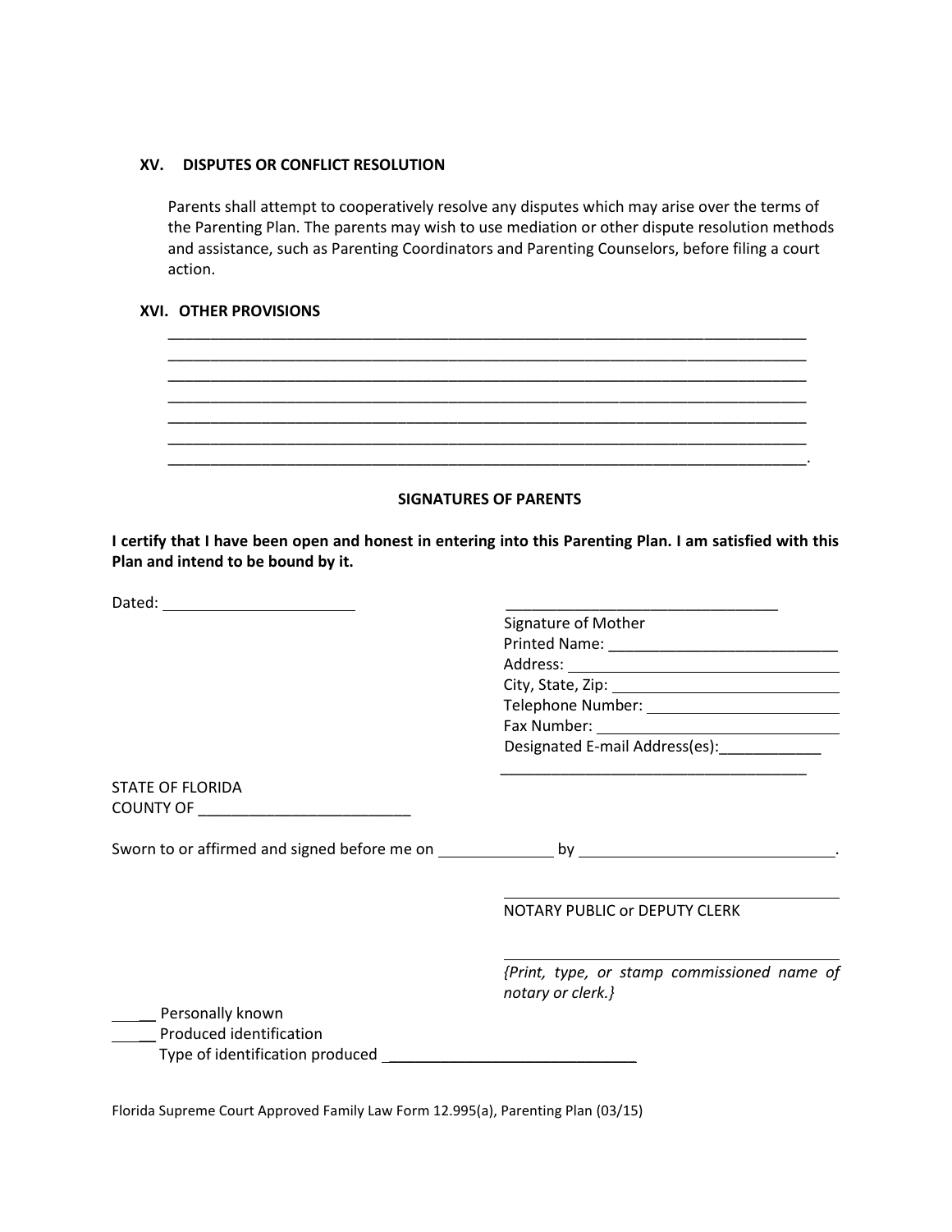## XV. DISPUTES OR CONFLICT RESOLUTION

Parents shall attempt to cooperatively resolve any disputes which may arise over the terms of the Parenting Plan. The parents may wish to use mediation or other dispute resolution methods and assistance, such as Parenting Coordinators and Parenting Counselors, before filing a court action.

## XVI. OTHER PROVISIONS

______________________________________________________________________________
______________________________________________________________________________
______________________________________________________________________________
______________________________________________________________________________
______________________________________________________________________________
______________________________________________________________________________
______________________________________________________________________________.

### SIGNATURES OF PARENTS

**I certify that I have been open and honest in entering into this Parenting Plan. I am satisfied with this Plan and intend to be bound by it.**

Dated: ______________________

________________________________
Signature of Mother
Printed Name: ___________________________
Address: _______________________________
City, State, Zip: ___________________________
Telephone Number: _______________________
Fax Number: ____________________________
Designated E-mail Address(es):____________
____________________________________

STATE OF FLORIDA
COUNTY OF ________________________

Sworn to or affirmed and signed before me on _____________ by ______________________________.

________________________________________
NOTARY PUBLIC or DEPUTY CLERK

________________________________________
*{Print, type, or stamp commissioned name of notary or clerk.}*

_____ Personally known
_____ Produced identification
Type of identification produced ______________________________

Florida Supreme Court Approved Family Law Form 12.995(a), Parenting Plan (03/15)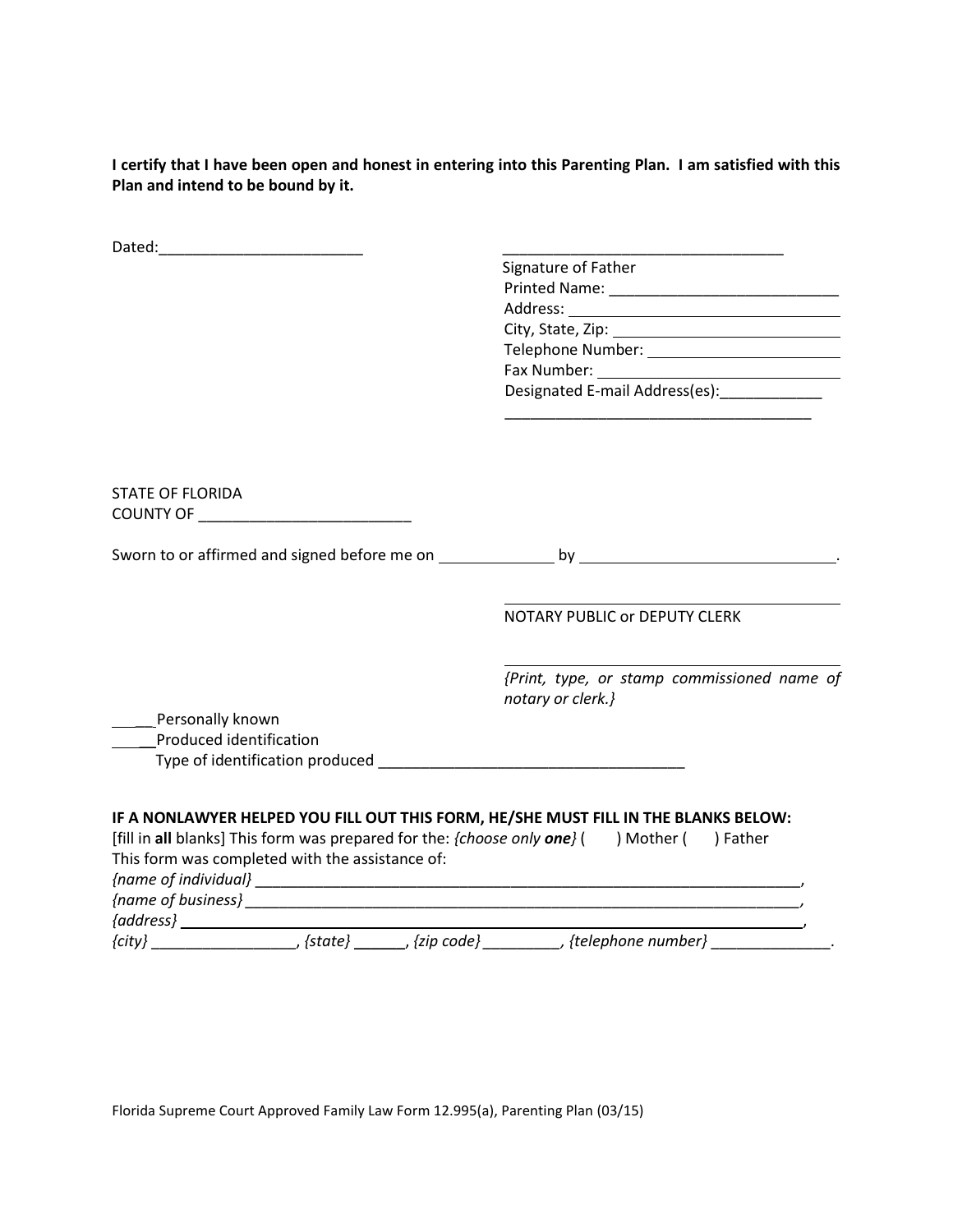**I certify that I have been open and honest in entering into this Parenting Plan. I am satisfied with this Plan and intend to be bound by it.**

Dated:________________________

__________________________________
Signature of Father
Printed Name: ___________________________
Address: ______________________________
City, State, Zip: _________________________
Telephone Number: ______________________
Fax Number: ___________________________
Designated E-mail Address(es):____________
_____________________________________

STATE OF FLORIDA
COUNTY OF _________________________

Sworn to or affirmed and signed before me on _____________ by ______________________________.

______________________________________
NOTARY PUBLIC or DEPUTY CLERK

______________________________________
*{Print, type, or stamp commissioned name of notary or clerk.}*

_____Personally known
_____Produced identification
Type of identification produced ___________________________________

**IF A NONLAWYER HELPED YOU FILL OUT THIS FORM, HE/SHE MUST FILL IN THE BLANKS BELOW:**
[fill in **all** blanks] This form was prepared for the: *{choose only **one**}* ( ) Mother ( ) Father
This form was completed with the assistance of:
*{name of individual}* ____________________________________________________________________,
*{name of business}* ____________________________________________________________________,
*{address}* ____________________________________________________________________________,
*{city}* _________________, *{state}* ______, *{zip code}* _________, *{telephone number}* ______________.

Florida Supreme Court Approved Family Law Form 12.995(a), Parenting Plan (03/15)